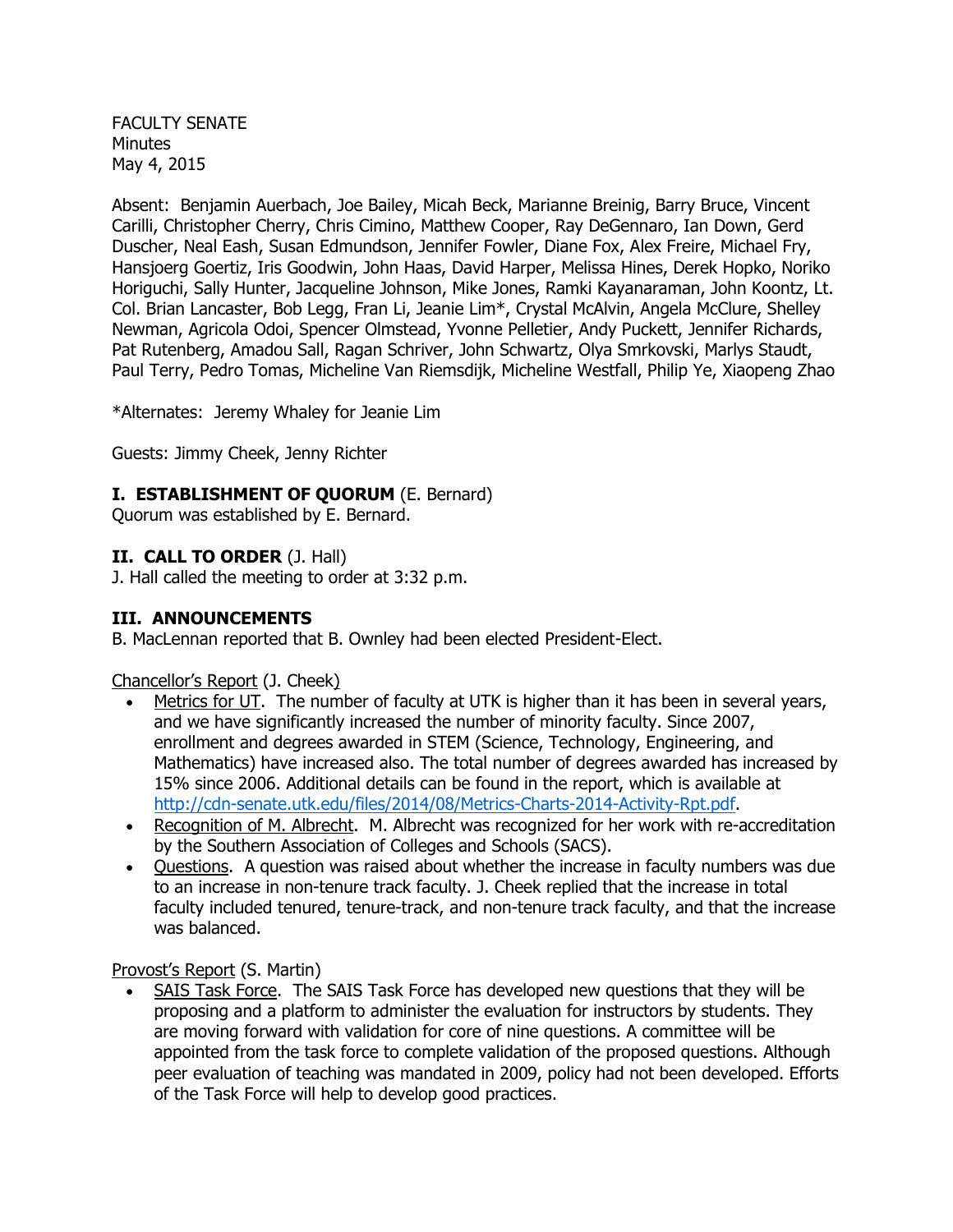FACULTY SENATE
Minutes
May 4, 2015

Absent: Benjamin Auerbach, Joe Bailey, Micah Beck, Marianne Breinig, Barry Bruce, Vincent Carilli, Christopher Cherry, Chris Cimino, Matthew Cooper, Ray DeGennaro, Ian Down, Gerd Duscher, Neal Eash, Susan Edmundson, Jennifer Fowler, Diane Fox, Alex Freire, Michael Fry, Hansjoerg Goertiz, Iris Goodwin, John Haas, David Harper, Melissa Hines, Derek Hopko, Noriko Horiguchi, Sally Hunter, Jacqueline Johnson, Mike Jones, Ramki Kayanaraman, John Koontz, Lt. Col. Brian Lancaster, Bob Legg, Fran Li, Jeanie Lim*, Crystal McAlvin, Angela McClure, Shelley Newman, Agricola Odoi, Spencer Olmstead, Yvonne Pelletier, Andy Puckett, Jennifer Richards, Pat Rutenberg, Amadou Sall, Ragan Schriver, John Schwartz, Olya Smrkovski, Marlys Staudt, Paul Terry, Pedro Tomas, Micheline Van Riemsdijk, Micheline Westfall, Philip Ye, Xiaopeng Zhao

*Alternates: Jeremy Whaley for Jeanie Lim

Guests: Jimmy Cheek, Jenny Richter

## I. ESTABLISHMENT OF QUORUM (E. Bernard)

Quorum was established by E. Bernard.

## II. CALL TO ORDER (J. Hall)

J. Hall called the meeting to order at 3:32 p.m.

## III. ANNOUNCEMENTS

B. MacLennan reported that B. Ownley had been elected President-Elect.

Chancellor's Report (J. Cheek)

- Metrics for UT. The number of faculty at UTK is higher than it has been in several years, and we have significantly increased the number of minority faculty. Since 2007, enrollment and degrees awarded in STEM (Science, Technology, Engineering, and Mathematics) have increased also. The total number of degrees awarded has increased by 15% since 2006. Additional details can be found in the report, which is available at http://cdn-senate.utk.edu/files/2014/08/Metrics-Charts-2014-Activity-Rpt.pdf.
- Recognition of M. Albrecht. M. Albrecht was recognized for her work with re-accreditation by the Southern Association of Colleges and Schools (SACS).
- Questions. A question was raised about whether the increase in faculty numbers was due to an increase in non-tenure track faculty. J. Cheek replied that the increase in total faculty included tenured, tenure-track, and non-tenure track faculty, and that the increase was balanced.

Provost's Report (S. Martin)

- SAIS Task Force. The SAIS Task Force has developed new questions that they will be proposing and a platform to administer the evaluation for instructors by students. They are moving forward with validation for core of nine questions. A committee will be appointed from the task force to complete validation of the proposed questions. Although peer evaluation of teaching was mandated in 2009, policy had not been developed. Efforts of the Task Force will help to develop good practices.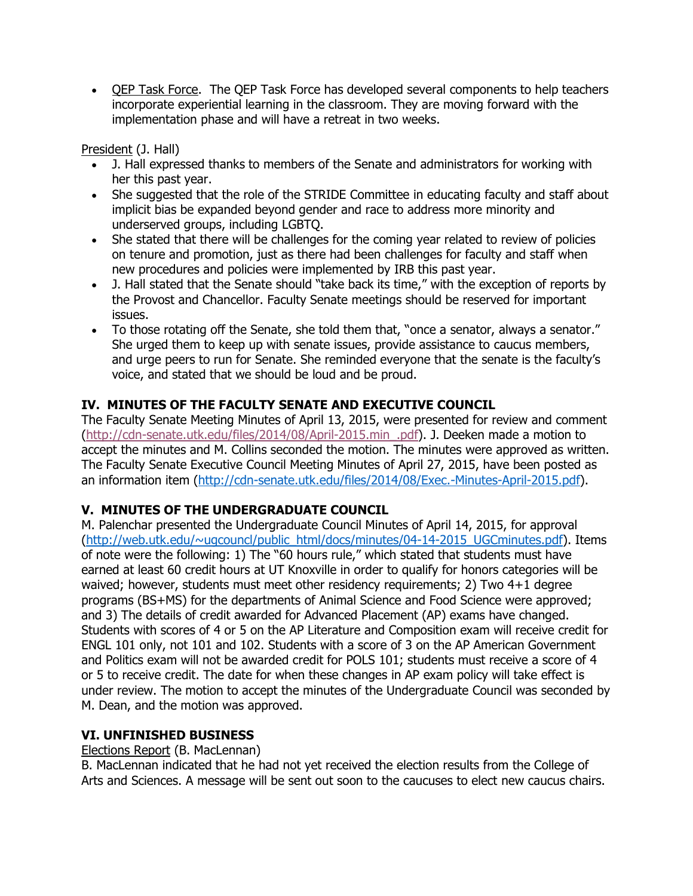- QEP Task Force. The QEP Task Force has developed several components to help teachers incorporate experiential learning in the classroom. They are moving forward with the implementation phase and will have a retreat in two weeks.

President (J. Hall)

- J. Hall expressed thanks to members of the Senate and administrators for working with her this past year.
- She suggested that the role of the STRIDE Committee in educating faculty and staff about implicit bias be expanded beyond gender and race to address more minority and underserved groups, including LGBTQ.
- She stated that there will be challenges for the coming year related to review of policies on tenure and promotion, just as there had been challenges for faculty and staff when new procedures and policies were implemented by IRB this past year.
- J. Hall stated that the Senate should "take back its time," with the exception of reports by the Provost and Chancellor. Faculty Senate meetings should be reserved for important issues.
- To those rotating off the Senate, she told them that, "once a senator, always a senator." She urged them to keep up with senate issues, provide assistance to caucus members, and urge peers to run for Senate. She reminded everyone that the senate is the faculty's voice, and stated that we should be loud and be proud.

## IV. MINUTES OF THE FACULTY SENATE AND EXECUTIVE COUNCIL

The Faculty Senate Meeting Minutes of April 13, 2015, were presented for review and comment (http://cdn-senate.utk.edu/files/2014/08/April-2015.min_.pdf). J. Deeken made a motion to accept the minutes and M. Collins seconded the motion. The minutes were approved as written. The Faculty Senate Executive Council Meeting Minutes of April 27, 2015, have been posted as an information item (http://cdn-senate.utk.edu/files/2014/08/Exec.-Minutes-April-2015.pdf).

## V. MINUTES OF THE UNDERGRADUATE COUNCIL

M. Palenchar presented the Undergraduate Council Minutes of April 14, 2015, for approval (http://web.utk.edu/~ugcouncl/public_html/docs/minutes/04-14-2015_UGCminutes.pdf). Items of note were the following: 1) The "60 hours rule," which stated that students must have earned at least 60 credit hours at UT Knoxville in order to qualify for honors categories will be waived; however, students must meet other residency requirements; 2) Two 4+1 degree programs (BS+MS) for the departments of Animal Science and Food Science were approved; and 3) The details of credit awarded for Advanced Placement (AP) exams have changed. Students with scores of 4 or 5 on the AP Literature and Composition exam will receive credit for ENGL 101 only, not 101 and 102. Students with a score of 3 on the AP American Government and Politics exam will not be awarded credit for POLS 101; students must receive a score of 4 or 5 to receive credit. The date for when these changes in AP exam policy will take effect is under review. The motion to accept the minutes of the Undergraduate Council was seconded by M. Dean, and the motion was approved.

## VI. UNFINISHED BUSINESS

Elections Report (B. MacLennan)

B. MacLennan indicated that he had not yet received the election results from the College of Arts and Sciences. A message will be sent out soon to the caucuses to elect new caucus chairs.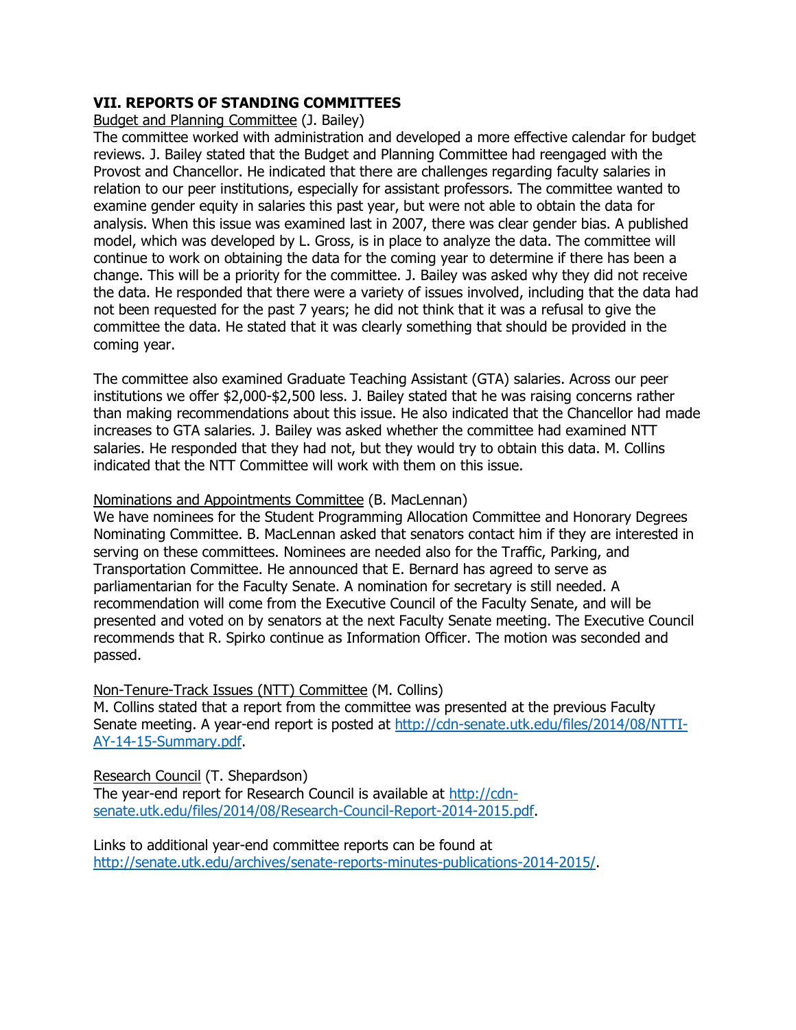## VII. REPORTS OF STANDING COMMITTEES

Budget and Planning Committee (J. Bailey)

The committee worked with administration and developed a more effective calendar for budget reviews. J. Bailey stated that the Budget and Planning Committee had reengaged with the Provost and Chancellor. He indicated that there are challenges regarding faculty salaries in relation to our peer institutions, especially for assistant professors. The committee wanted to examine gender equity in salaries this past year, but were not able to obtain the data for analysis. When this issue was examined last in 2007, there was clear gender bias. A published model, which was developed by L. Gross, is in place to analyze the data. The committee will continue to work on obtaining the data for the coming year to determine if there has been a change. This will be a priority for the committee. J. Bailey was asked why they did not receive the data. He responded that there were a variety of issues involved, including that the data had not been requested for the past 7 years; he did not think that it was a refusal to give the committee the data. He stated that it was clearly something that should be provided in the coming year.

The committee also examined Graduate Teaching Assistant (GTA) salaries. Across our peer institutions we offer $2,000-$2,500 less. J. Bailey stated that he was raising concerns rather than making recommendations about this issue. He also indicated that the Chancellor had made increases to GTA salaries. J. Bailey was asked whether the committee had examined NTT salaries. He responded that they had not, but they would try to obtain this data. M. Collins indicated that the NTT Committee will work with them on this issue.

Nominations and Appointments Committee (B. MacLennan)

We have nominees for the Student Programming Allocation Committee and Honorary Degrees Nominating Committee. B. MacLennan asked that senators contact him if they are interested in serving on these committees. Nominees are needed also for the Traffic, Parking, and Transportation Committee. He announced that E. Bernard has agreed to serve as parliamentarian for the Faculty Senate. A nomination for secretary is still needed. A recommendation will come from the Executive Council of the Faculty Senate, and will be presented and voted on by senators at the next Faculty Senate meeting. The Executive Council recommends that R. Spirko continue as Information Officer. The motion was seconded and passed.

Non-Tenure-Track Issues (NTT) Committee (M. Collins)

M. Collins stated that a report from the committee was presented at the previous Faculty Senate meeting. A year-end report is posted at http://cdn-senate.utk.edu/files/2014/08/NTTI-AY-14-15-Summary.pdf.

Research Council (T. Shepardson)

The year-end report for Research Council is available at http://cdn-senate.utk.edu/files/2014/08/Research-Council-Report-2014-2015.pdf.

Links to additional year-end committee reports can be found at http://senate.utk.edu/archives/senate-reports-minutes-publications-2014-2015/.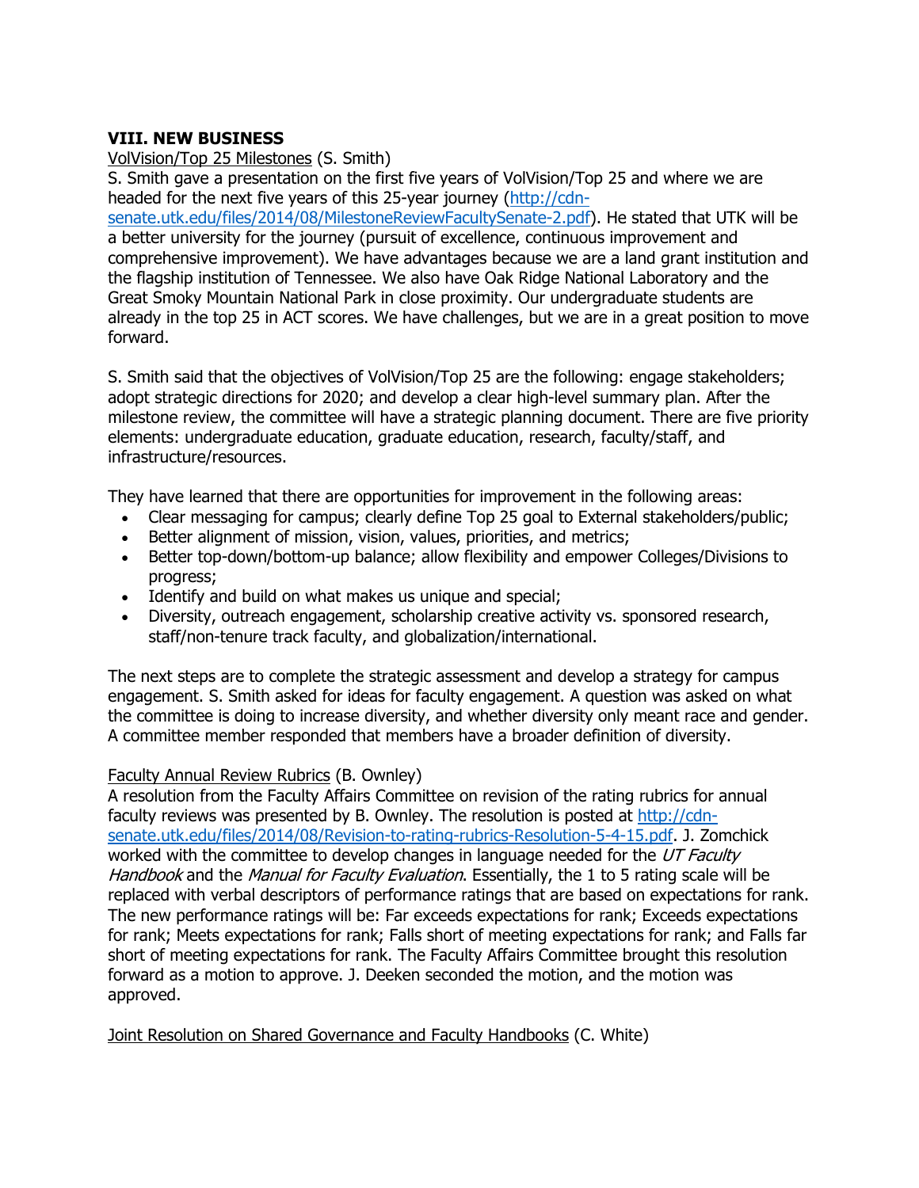## VIII. NEW BUSINESS

VolVision/Top 25 Milestones (S. Smith)

S. Smith gave a presentation on the first five years of VolVision/Top 25 and where we are headed for the next five years of this 25-year journey (http://cdn-senate.utk.edu/files/2014/08/MilestoneReviewFacultySenate-2.pdf). He stated that UTK will be a better university for the journey (pursuit of excellence, continuous improvement and comprehensive improvement). We have advantages because we are a land grant institution and the flagship institution of Tennessee. We also have Oak Ridge National Laboratory and the Great Smoky Mountain National Park in close proximity. Our undergraduate students are already in the top 25 in ACT scores. We have challenges, but we are in a great position to move forward.

S. Smith said that the objectives of VolVision/Top 25 are the following: engage stakeholders; adopt strategic directions for 2020; and develop a clear high-level summary plan. After the milestone review, the committee will have a strategic planning document. There are five priority elements: undergraduate education, graduate education, research, faculty/staff, and infrastructure/resources.

They have learned that there are opportunities for improvement in the following areas:

- Clear messaging for campus; clearly define Top 25 goal to External stakeholders/public;
- Better alignment of mission, vision, values, priorities, and metrics;
- Better top-down/bottom-up balance; allow flexibility and empower Colleges/Divisions to progress;
- Identify and build on what makes us unique and special;
- Diversity, outreach engagement, scholarship creative activity vs. sponsored research, staff/non-tenure track faculty, and globalization/international.

The next steps are to complete the strategic assessment and develop a strategy for campus engagement. S. Smith asked for ideas for faculty engagement. A question was asked on what the committee is doing to increase diversity, and whether diversity only meant race and gender. A committee member responded that members have a broader definition of diversity.

Faculty Annual Review Rubrics (B. Ownley)

A resolution from the Faculty Affairs Committee on revision of the rating rubrics for annual faculty reviews was presented by B. Ownley. The resolution is posted at http://cdn-senate.utk.edu/files/2014/08/Revision-to-rating-rubrics-Resolution-5-4-15.pdf. J. Zomchick worked with the committee to develop changes in language needed for the *UT Faculty Handbook* and the *Manual for Faculty Evaluation*. Essentially, the 1 to 5 rating scale will be replaced with verbal descriptors of performance ratings that are based on expectations for rank. The new performance ratings will be: Far exceeds expectations for rank; Exceeds expectations for rank; Meets expectations for rank; Falls short of meeting expectations for rank; and Falls far short of meeting expectations for rank. The Faculty Affairs Committee brought this resolution forward as a motion to approve. J. Deeken seconded the motion, and the motion was approved.

Joint Resolution on Shared Governance and Faculty Handbooks (C. White)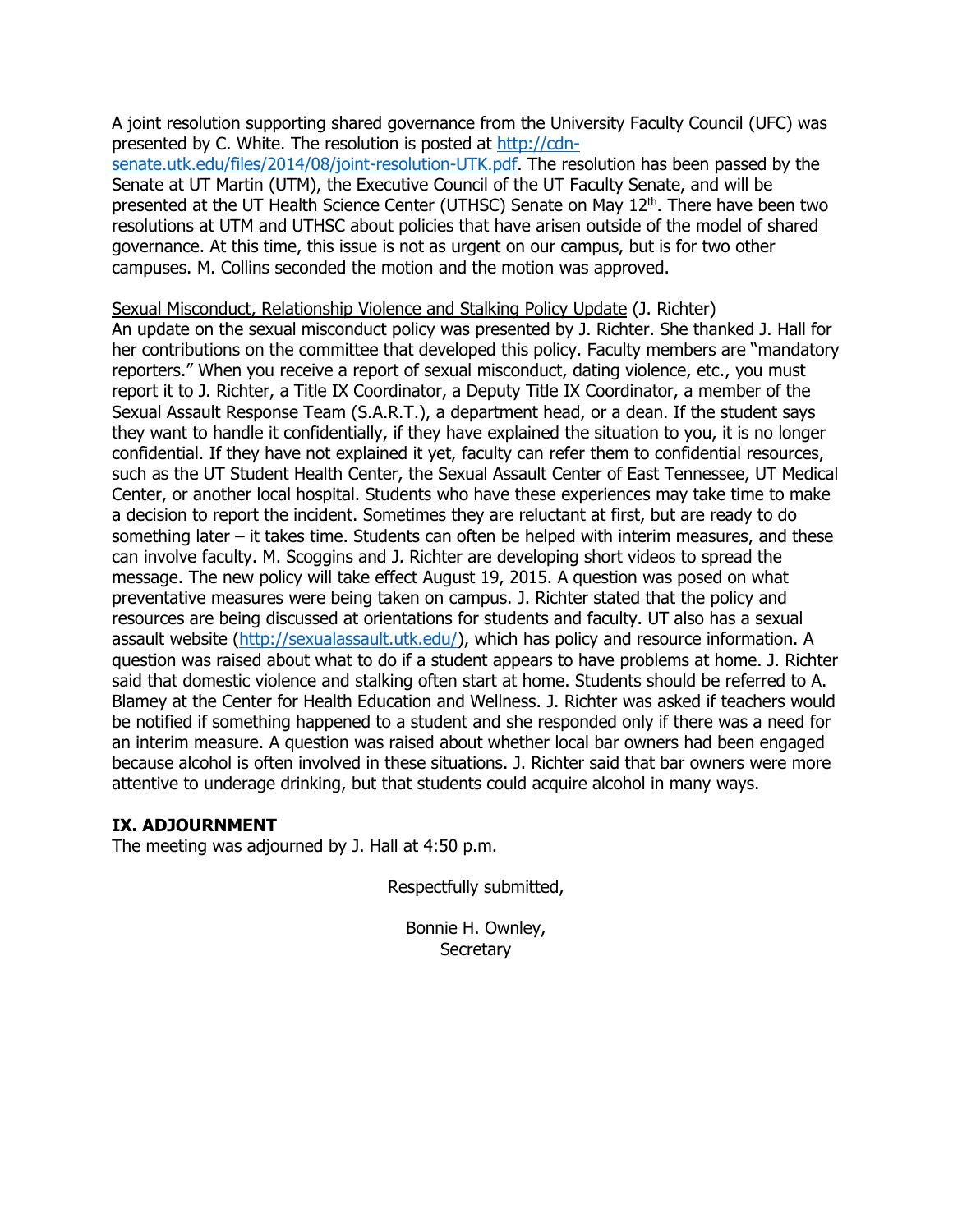A joint resolution supporting shared governance from the University Faculty Council (UFC) was presented by C. White. The resolution is posted at [http://cdn-senate.utk.edu/files/2014/08/joint-resolution-UTK.pdf](http://cdn-senate.utk.edu/files/2014/08/joint-resolution-UTK.pdf). The resolution has been passed by the Senate at UT Martin (UTM), the Executive Council of the UT Faculty Senate, and will be presented at the UT Health Science Center (UTHSC) Senate on May 12th. There have been two resolutions at UTM and UTHSC about policies that have arisen outside of the model of shared governance. At this time, this issue is not as urgent on our campus, but is for two other campuses. M. Collins seconded the motion and the motion was approved.

<u>Sexual Misconduct, Relationship Violence and Stalking Policy Update</u> (J. Richter)
An update on the sexual misconduct policy was presented by J. Richter. She thanked J. Hall for her contributions on the committee that developed this policy. Faculty members are "mandatory reporters." When you receive a report of sexual misconduct, dating violence, etc., you must report it to J. Richter, a Title IX Coordinator, a Deputy Title IX Coordinator, a member of the Sexual Assault Response Team (S.A.R.T.), a department head, or a dean. If the student says they want to handle it confidentially, if they have explained the situation to you, it is no longer confidential. If they have not explained it yet, faculty can refer them to confidential resources, such as the UT Student Health Center, the Sexual Assault Center of East Tennessee, UT Medical Center, or another local hospital. Students who have these experiences may take time to make a decision to report the incident. Sometimes they are reluctant at first, but are ready to do something later – it takes time. Students can often be helped with interim measures, and these can involve faculty. M. Scoggins and J. Richter are developing short videos to spread the message. The new policy will take effect August 19, 2015. A question was posed on what preventative measures were being taken on campus. J. Richter stated that the policy and resources are being discussed at orientations for students and faculty. UT also has a sexual assault website ([http://sexualassault.utk.edu/](http://sexualassault.utk.edu/)), which has policy and resource information. A question was raised about what to do if a student appears to have problems at home. J. Richter said that domestic violence and stalking often start at home. Students should be referred to A. Blamey at the Center for Health Education and Wellness. J. Richter was asked if teachers would be notified if something happened to a student and she responded only if there was a need for an interim measure. A question was raised about whether local bar owners had been engaged because alcohol is often involved in these situations. J. Richter said that bar owners were more attentive to underage drinking, but that students could acquire alcohol in many ways.

**IX. ADJOURNMENT**
The meeting was adjourned by J. Hall at 4:50 p.m.

Respectfully submitted,

Bonnie H. Ownley,
Secretary